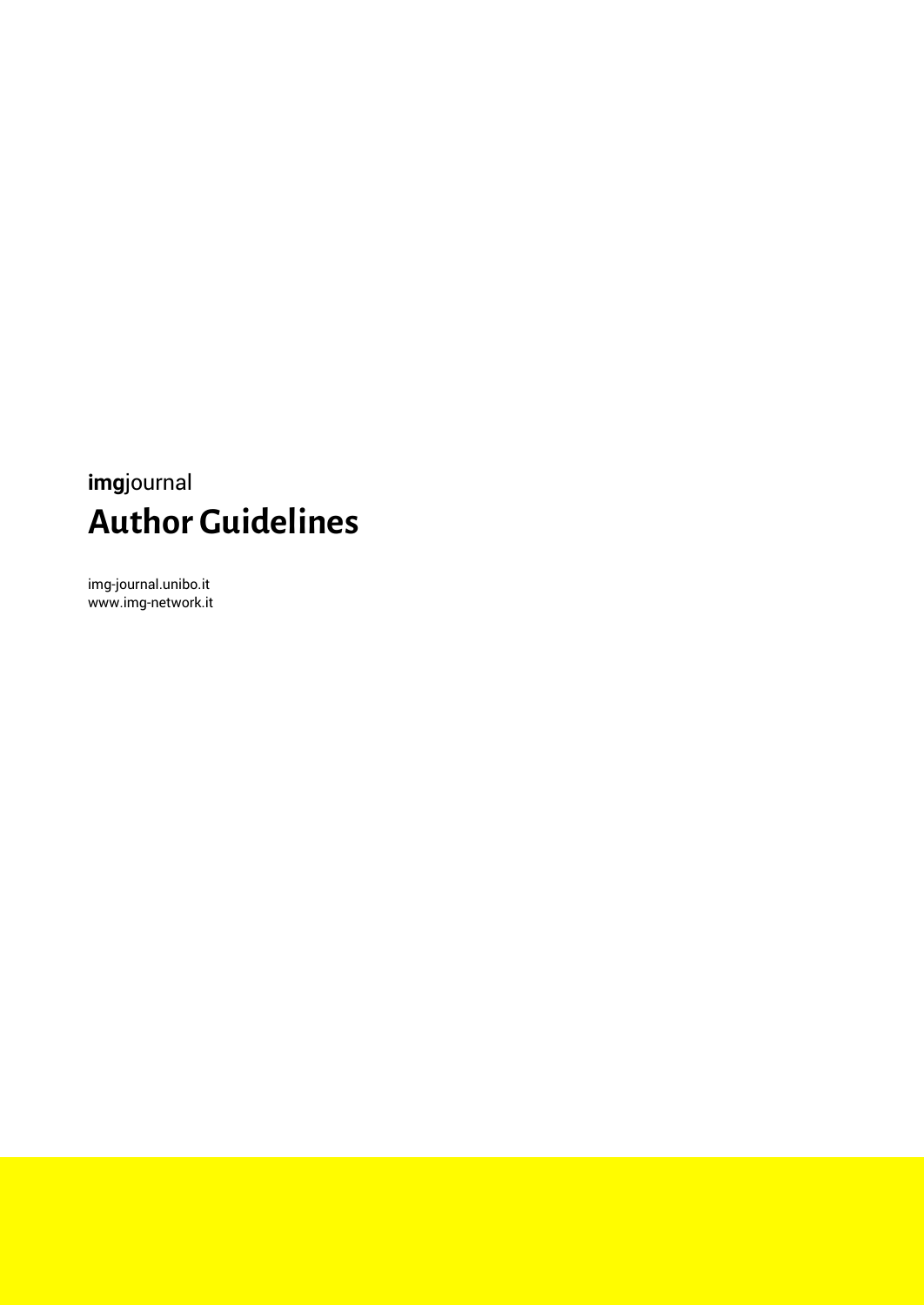**img**journal

# Author Guidelines

img-journal.unibo.it
www.img-network.it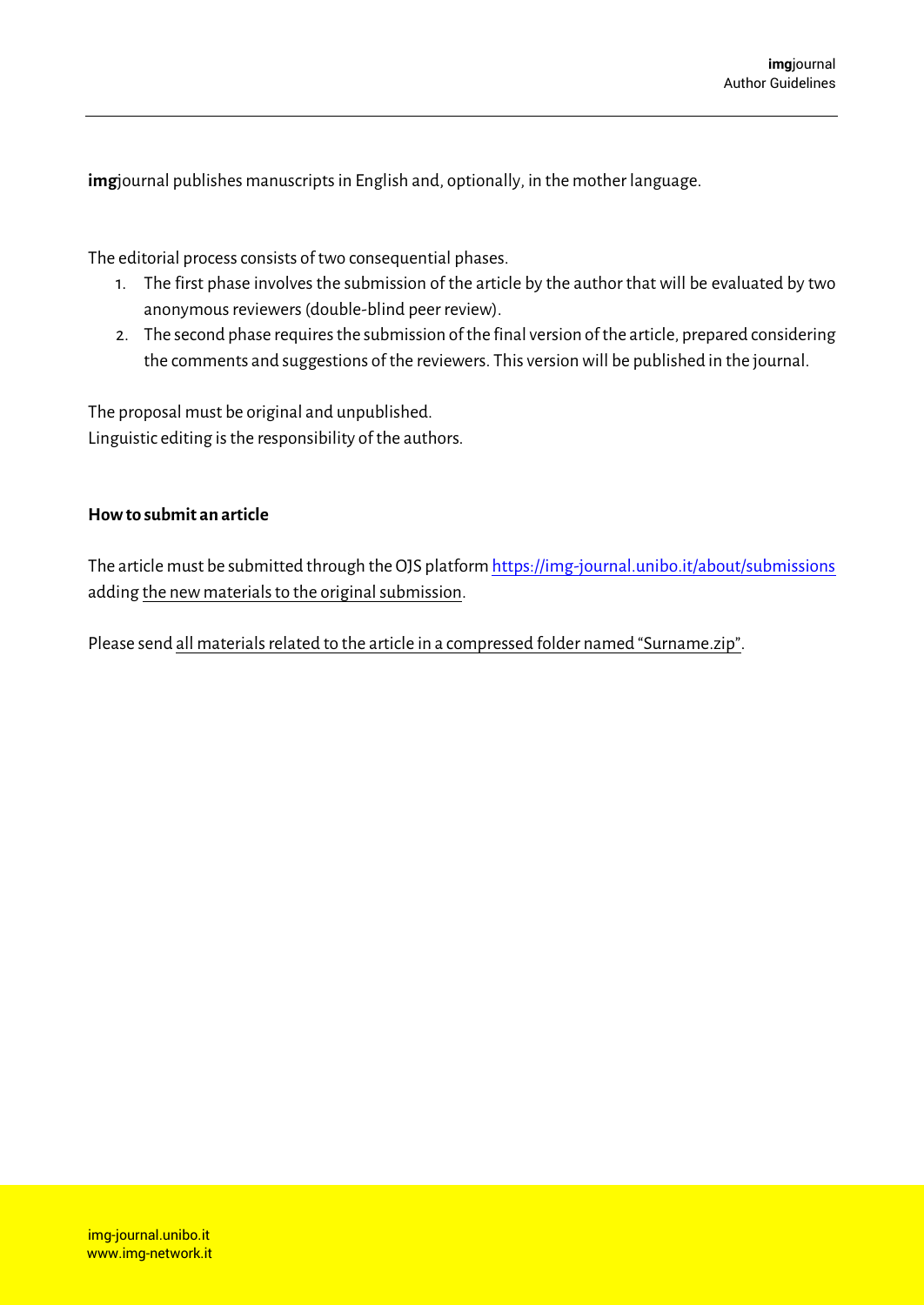**img**journal publishes manuscripts in English and, optionally, in the mother language.

The editorial process consists of two consequential phases.

1. The first phase involves the submission of the article by the author that will be evaluated by two anonymous reviewers (double-blind peer review).
2. The second phase requires the submission of the final version of the article, prepared considering the comments and suggestions of the reviewers. This version will be published in the journal.

The proposal must be original and unpublished.
Linguistic editing is the responsibility of the authors.

**How to submit an article**

The article must be submitted through the OJS platform https://img-journal.unibo.it/about/submissions adding the new materials to the original submission.

Please send all materials related to the article in a compressed folder named "Surname.zip".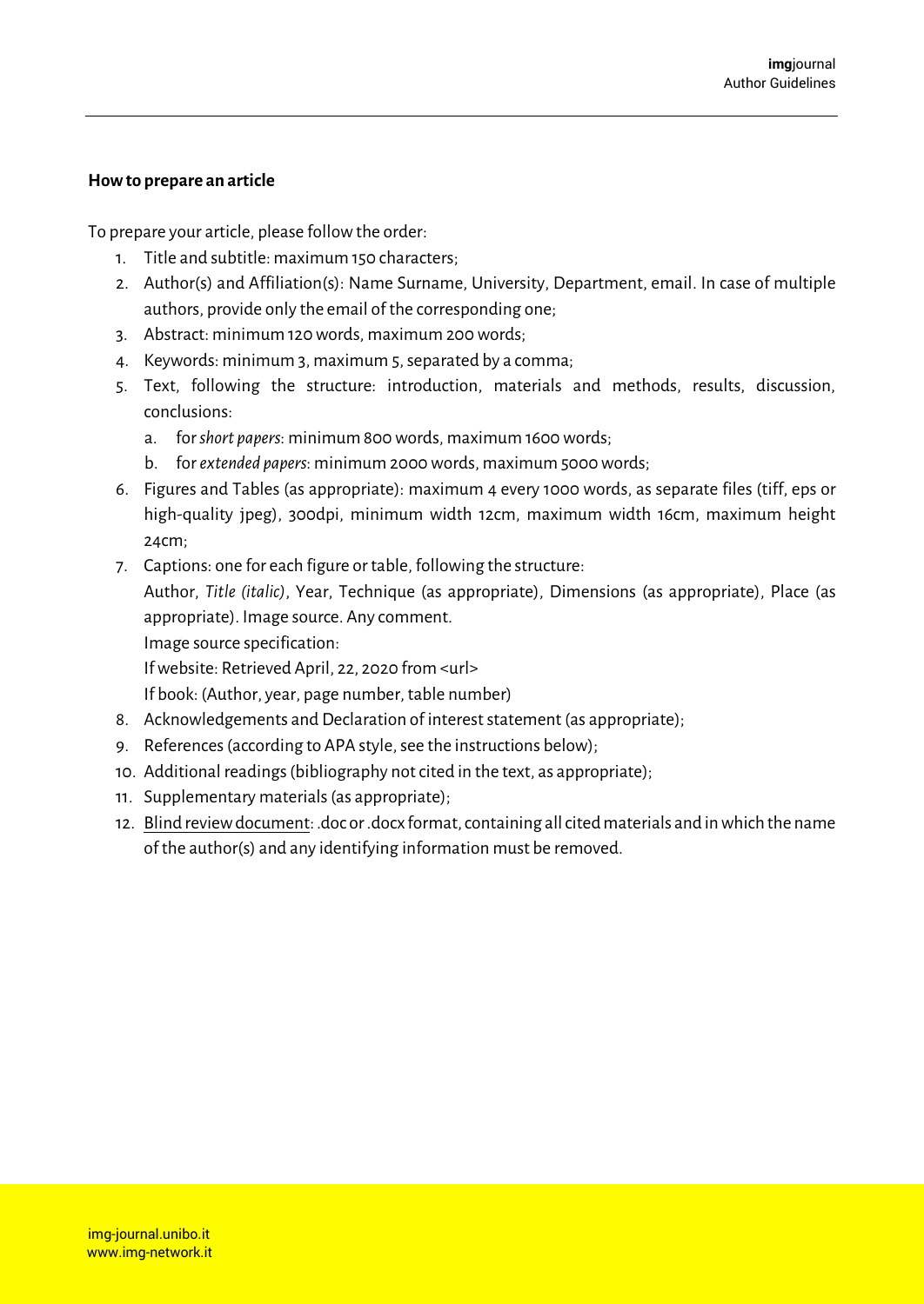## How to prepare an article

To prepare your article, please follow the order:

1. Title and subtitle: maximum 150 characters;
2. Author(s) and Affiliation(s): Name Surname, University, Department, email. In case of multiple authors, provide only the email of the corresponding one;
3. Abstract: minimum 120 words, maximum 200 words;
4. Keywords: minimum 3, maximum 5, separated by a comma;
5. Text, following the structure: introduction, materials and methods, results, discussion, conclusions:
   a. for *short papers*: minimum 800 words, maximum 1600 words;
   b. for *extended papers*: minimum 2000 words, maximum 5000 words;
6. Figures and Tables (as appropriate): maximum 4 every 1000 words, as separate files (tiff, eps or high-quality jpeg), 300dpi, minimum width 12cm, maximum width 16cm, maximum height 24cm;
7. Captions: one for each figure or table, following the structure:
   Author, *Title (italic)*, Year, Technique (as appropriate), Dimensions (as appropriate), Place (as appropriate). Image source. Any comment.
   Image source specification:
   If website: Retrieved April, 22, 2020 from <url>
   If book: (Author, year, page number, table number)
8. Acknowledgements and Declaration of interest statement (as appropriate);
9. References (according to APA style, see the instructions below);
10. Additional readings (bibliography not cited in the text, as appropriate);
11. Supplementary materials (as appropriate);
12. <u>Blind review document</u>: .doc or .docx format, containing all cited materials and in which the name of the author(s) and any identifying information must be removed.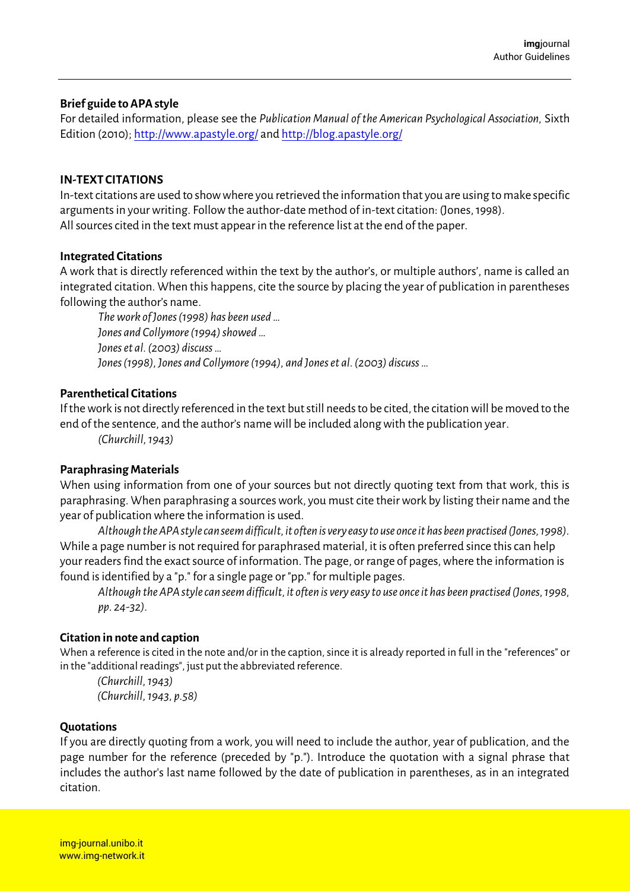**Brief guide to APA style**

For detailed information, please see the *Publication Manual of the American Psychological Association*, Sixth Edition (2010); http://www.apastyle.org/ and http://blog.apastyle.org/

## IN-TEXT CITATIONS

In-text citations are used to show where you retrieved the information that you are using to make specific arguments in your writing. Follow the author-date method of in-text citation: (Jones, 1998).
All sources cited in the text must appear in the reference list at the end of the paper.

### Integrated Citations

A work that is directly referenced within the text by the author's, or multiple authors', name is called an integrated citation. When this happens, cite the source by placing the year of publication in parentheses following the author's name.

> *The work of Jones (1998) has been used …*
> *Jones and Collymore (1994) showed …*
> *Jones et al. (2003) discuss …*
> *Jones (1998), Jones and Collymore (1994), and Jones et al. (2003) discuss …*

### Parenthetical Citations

If the work is not directly referenced in the text but still needs to be cited, the citation will be moved to the end of the sentence, and the author's name will be included along with the publication year.

> *(Churchill, 1943)*

### Paraphrasing Materials

When using information from one of your sources but not directly quoting text from that work, this is paraphrasing. When paraphrasing a sources work, you must cite their work by listing their name and the year of publication where the information is used.

> *Although the APA style can seem difficult, it often is very easy to use once it has been practised (Jones, 1998).*

While a page number is not required for paraphrased material, it is often preferred since this can help your readers find the exact source of information. The page, or range of pages, where the information is found is identified by a "p." for a single page or "pp." for multiple pages.

> *Although the APA style can seem difficult, it often is very easy to use once it has been practised (Jones, 1998, pp. 24-32).*

### Citation in note and caption

When a reference is cited in the note and/or in the caption, since it is already reported in full in the "references" or in the "additional readings", just put the abbreviated reference.

> *(Churchill, 1943)*
> *(Churchill, 1943, p.58)*

### Quotations

If you are directly quoting from a work, you will need to include the author, year of publication, and the page number for the reference (preceded by "p."). Introduce the quotation with a signal phrase that includes the author's last name followed by the date of publication in parentheses, as in an integrated citation.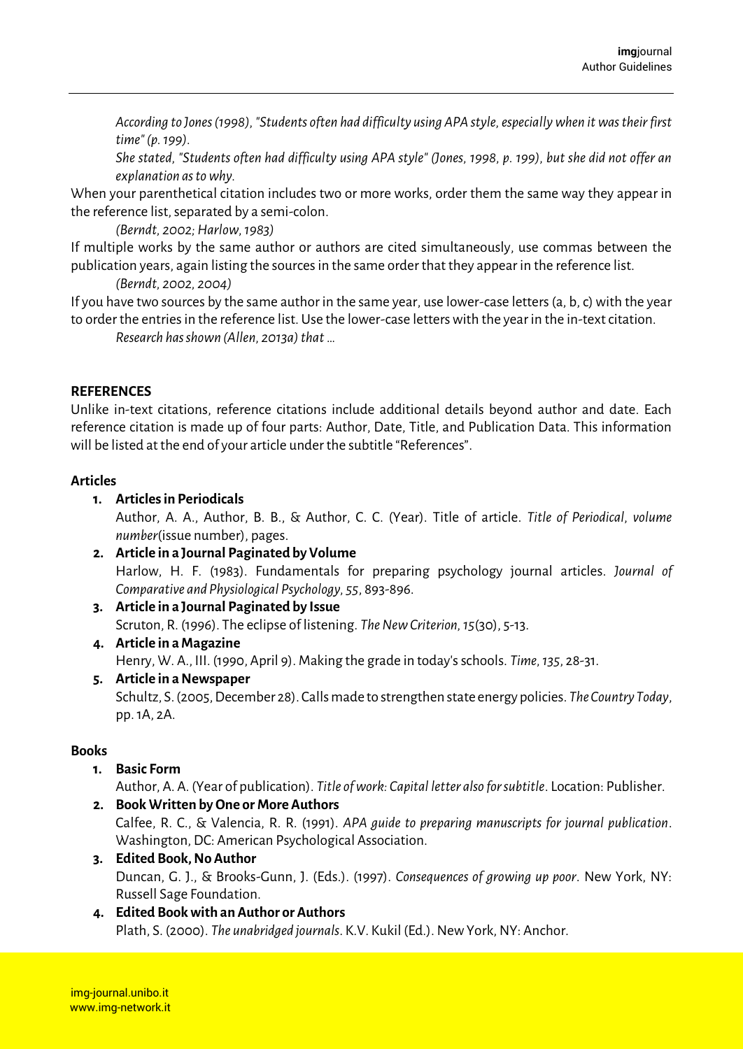*According to Jones (1998), "Students often had difficulty using APA style, especially when it was their first time" (p. 199).*

*She stated, "Students often had difficulty using APA style" (Jones, 1998, p. 199), but she did not offer an explanation as to why.*

When your parenthetical citation includes two or more works, order them the same way they appear in the reference list, separated by a semi-colon.

*(Berndt, 2002; Harlow, 1983)*

If multiple works by the same author or authors are cited simultaneously, use commas between the publication years, again listing the sources in the same order that they appear in the reference list.

*(Berndt, 2002, 2004)*

If you have two sources by the same author in the same year, use lower-case letters (a, b, c) with the year to order the entries in the reference list. Use the lower-case letters with the year in the in-text citation.

*Research has shown (Allen, 2013a) that ...*

## REFERENCES

Unlike in-text citations, reference citations include additional details beyond author and date. Each reference citation is made up of four parts: Author, Date, Title, and Publication Data. This information will be listed at the end of your article under the subtitle "References".

### Articles

1. **Articles in Periodicals**
   Author, A. A., Author, B. B., & Author, C. C. (Year). Title of article. *Title of Periodical*, *volume number*(issue number), pages.
2. **Article in a Journal Paginated by Volume**
   Harlow, H. F. (1983). Fundamentals for preparing psychology journal articles. *Journal of Comparative and Physiological Psychology*, *55*, 893-896.
3. **Article in a Journal Paginated by Issue**
   Scruton, R. (1996). The eclipse of listening. *The New Criterion*, *15*(30), 5-13.
4. **Article in a Magazine**
   Henry, W. A., III. (1990, April 9). Making the grade in today's schools. *Time*, *135*, 28-31.
5. **Article in a Newspaper**
   Schultz, S. (2005, December 28). Calls made to strengthen state energy policies. *The Country Today*, pp. 1A, 2A.

### Books

1. **Basic Form**
   Author, A. A. (Year of publication). *Title of work: Capital letter also for subtitle*. Location: Publisher.
2. **Book Written by One or More Authors**
   Calfee, R. C., & Valencia, R. R. (1991). *APA guide to preparing manuscripts for journal publication*. Washington, DC: American Psychological Association.
3. **Edited Book, No Author**
   Duncan, G. J., & Brooks-Gunn, J. (Eds.). (1997). *Consequences of growing up poor*. New York, NY: Russell Sage Foundation.
4. **Edited Book with an Author or Authors**
   Plath, S. (2000). *The unabridged journals*. K.V. Kukil (Ed.). New York, NY: Anchor.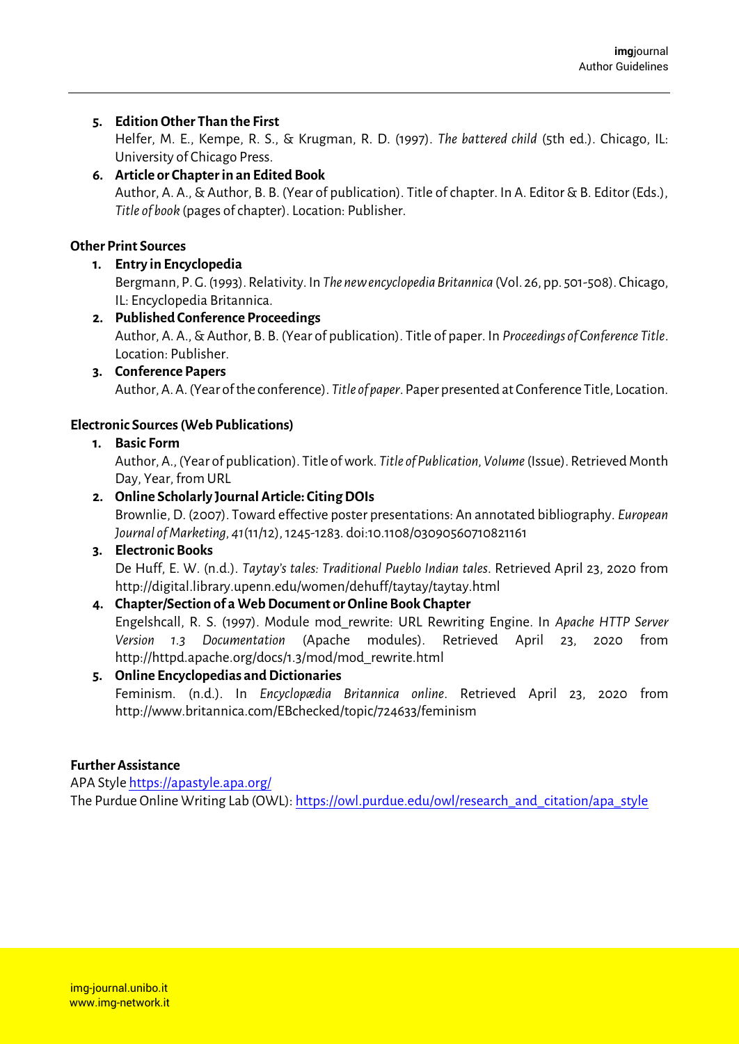5. **Edition Other Than the First**
   Helfer, M. E., Kempe, R. S., & Krugman, R. D. (1997). *The battered child* (5th ed.). Chicago, IL: University of Chicago Press.
6. **Article or Chapter in an Edited Book**
   Author, A. A., & Author, B. B. (Year of publication). Title of chapter. In A. Editor & B. Editor (Eds.), *Title of book* (pages of chapter). Location: Publisher.

**Other Print Sources**

1. **Entry in Encyclopedia**
   Bergmann, P. G. (1993). Relativity. In *The new encyclopedia Britannica* (Vol. 26, pp. 501-508). Chicago, IL: Encyclopedia Britannica.
2. **Published Conference Proceedings**
   Author, A. A., & Author, B. B. (Year of publication). Title of paper. In *Proceedings of Conference Title*. Location: Publisher.
3. **Conference Papers**
   Author, A. A. (Year of the conference). *Title of paper*. Paper presented at Conference Title, Location.

**Electronic Sources (Web Publications)**

1. **Basic Form**
   Author, A., (Year of publication). Title of work. *Title of Publication, Volume* (Issue). Retrieved Month Day, Year, from URL
2. **Online Scholarly Journal Article: Citing DOIs**
   Brownlie, D. (2007). Toward effective poster presentations: An annotated bibliography. *European Journal of Marketing*, *41*(11/12), 1245-1283. doi:10.1108/03090560710821161
3. **Electronic Books**
   De Huff, E. W. (n.d.). *Taytay's tales: Traditional Pueblo Indian tales*. Retrieved April 23, 2020 from http://digital.library.upenn.edu/women/dehuff/taytay/taytay.html
4. **Chapter/Section of a Web Document or Online Book Chapter**
   Engelshcall, R. S. (1997). Module mod_rewrite: URL Rewriting Engine. In *Apache HTTP Server Version 1.3 Documentation* (Apache modules). Retrieved April 23, 2020 from http://httpd.apache.org/docs/1.3/mod/mod_rewrite.html
5. **Online Encyclopedias and Dictionaries**
   Feminism. (n.d.). In *Encyclopædia Britannica online*. Retrieved April 23, 2020 from http://www.britannica.com/EBchecked/topic/724633/feminism

**Further Assistance**

APA Style https://apastyle.apa.org/
The Purdue Online Writing Lab (OWL): https://owl.purdue.edu/owl/research_and_citation/apa_style